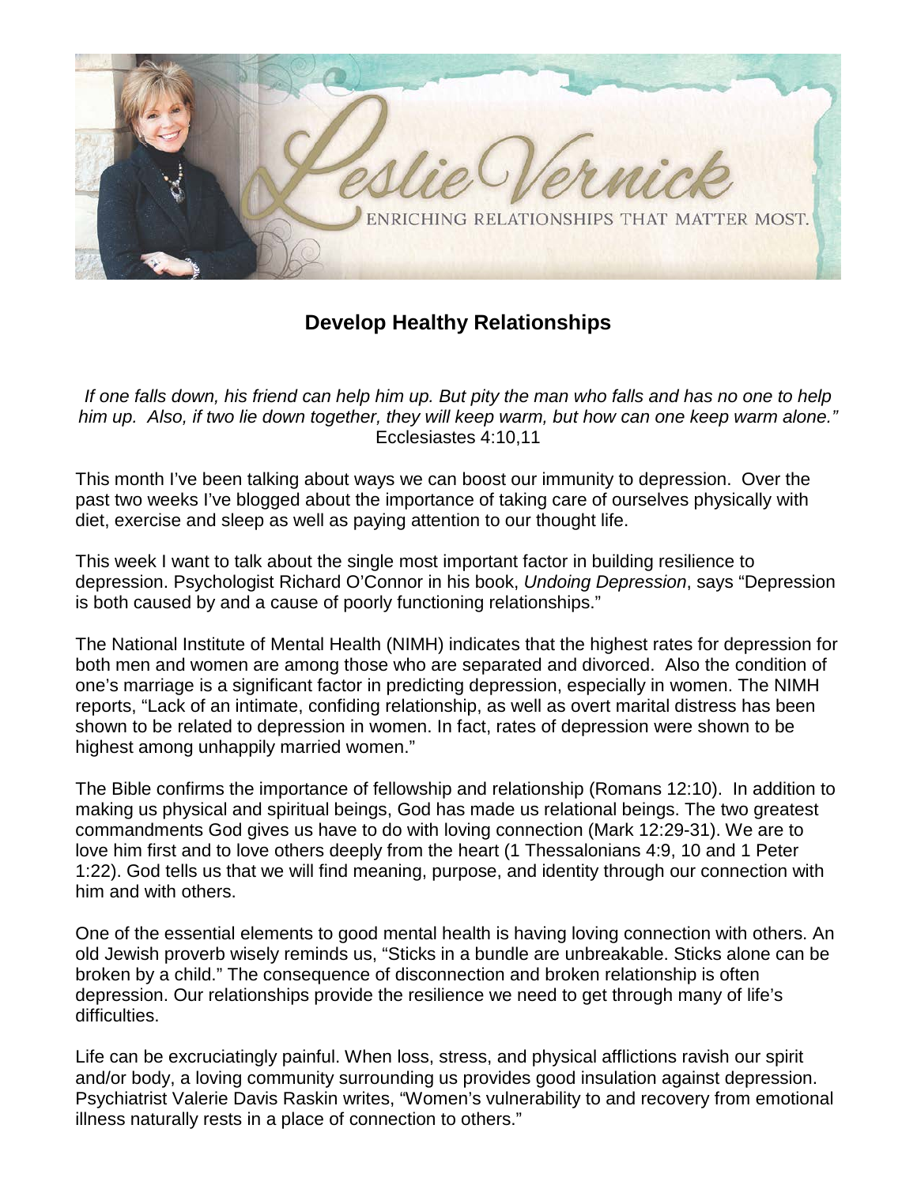# Develop Healthy Relationships

*If one falls down, his friend can help him up. But pity the man who falls and has no one to help him up. Also, if two lie down together, they will keep warm, but how can one keep warm alone."* Ecclesiastes 4:10,11

This month I've been talking about ways we can boost our immunity to depression. Over the past two weeks I've blogged about the importance of taking care of ourselves physically with diet, exercise and sleep as well as paying attention to our thought life.

This week I want to talk about the single most important factor in building resilience to depression. Psychologist Richard O'Connor in his book, *Undoing Depression*, says "Depression is both caused by and a cause of poorly functioning relationships."

The National Institute of Mental Health (NIMH) indicates that the highest rates for depression for both men and women are among those who are separated and divorced. Also the condition of one's marriage is a significant factor in predicting depression, especially in women. The NIMH reports, "Lack of an intimate, confiding relationship, as well as overt marital distress has been shown to be related to depression in women. In fact, rates of depression were shown to be highest among unhappily married women."

The Bible confirms the importance of fellowship and relationship (Romans 12:10). In addition to making us physical and spiritual beings, God has made us relational beings. The two greatest commandments God gives us have to do with loving connection (Mark 12:29-31). We are to love him first and to love others deeply from the heart (1 Thessalonians 4:9, 10 and 1 Peter 1:22). God tells us that we will find meaning, purpose, and identity through our connection with him and with others.

One of the essential elements to good mental health is having loving connection with others. An old Jewish proverb wisely reminds us, "Sticks in a bundle are unbreakable. Sticks alone can be broken by a child." The consequence of disconnection and broken relationship is often depression. Our relationships provide the resilience we need to get through many of life's difficulties.

Life can be excruciatingly painful. When loss, stress, and physical afflictions ravish our spirit and/or body, a loving community surrounding us provides good insulation against depression. Psychiatrist Valerie Davis Raskin writes, "Women's vulnerability to and recovery from emotional illness naturally rests in a place of connection to others."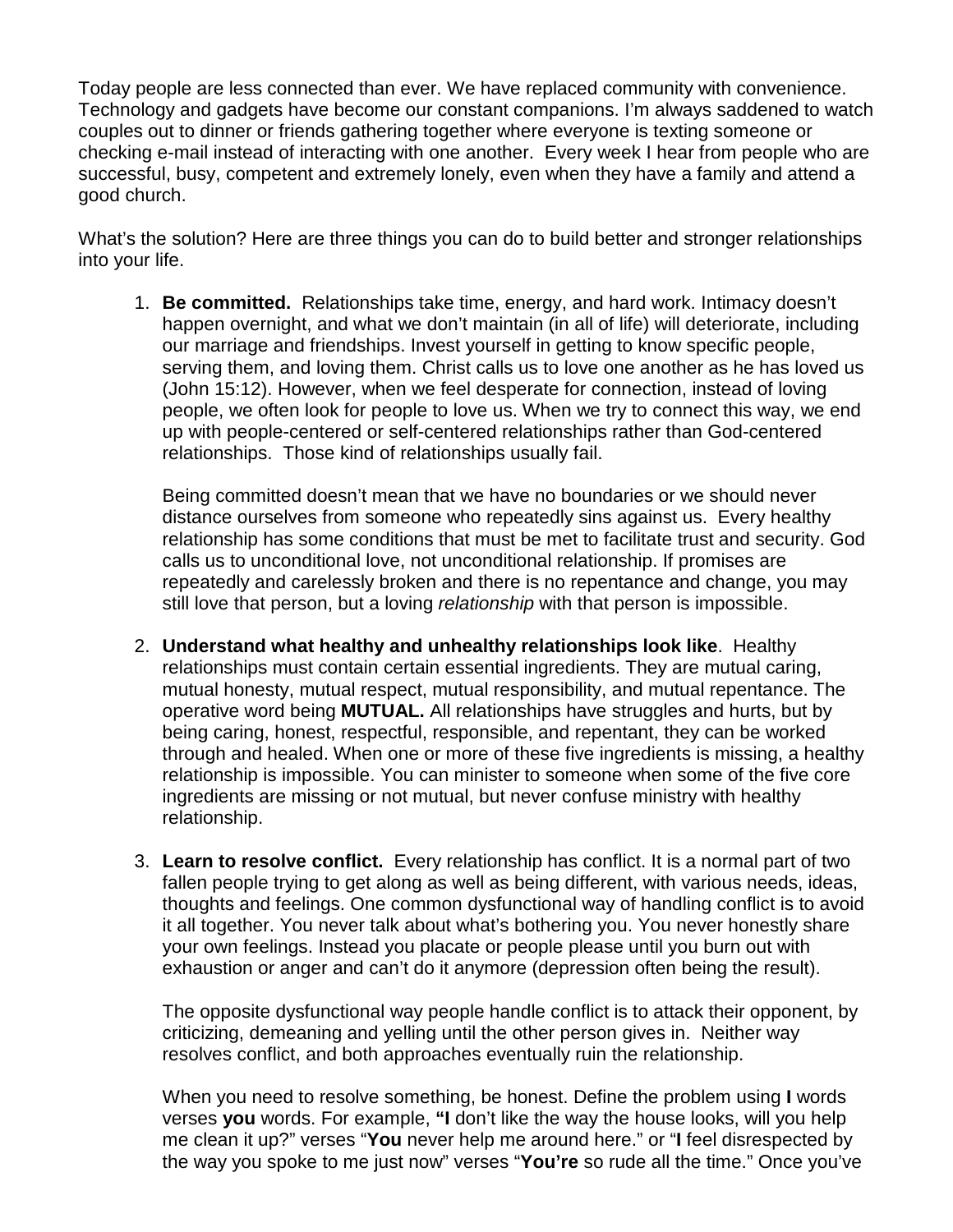Today people are less connected than ever. We have replaced community with convenience. Technology and gadgets have become our constant companions. I'm always saddened to watch couples out to dinner or friends gathering together where everyone is texting someone or checking e-mail instead of interacting with one another. Every week I hear from people who are successful, busy, competent and extremely lonely, even when they have a family and attend a good church.

What's the solution? Here are three things you can do to build better and stronger relationships into your life.

1. **Be committed.** Relationships take time, energy, and hard work. Intimacy doesn't happen overnight, and what we don't maintain (in all of life) will deteriorate, including our marriage and friendships. Invest yourself in getting to know specific people, serving them, and loving them. Christ calls us to love one another as he has loved us (John 15:12). However, when we feel desperate for connection, instead of loving people, we often look for people to love us. When we try to connect this way, we end up with people-centered or self-centered relationships rather than God-centered relationships. Those kind of relationships usually fail.

   Being committed doesn't mean that we have no boundaries or we should never distance ourselves from someone who repeatedly sins against us. Every healthy relationship has some conditions that must be met to facilitate trust and security. God calls us to unconditional love, not unconditional relationship. If promises are repeatedly and carelessly broken and there is no repentance and change, you may still love that person, but a loving *relationship* with that person is impossible.

2. **Understand what healthy and unhealthy relationships look like**. Healthy relationships must contain certain essential ingredients. They are mutual caring, mutual honesty, mutual respect, mutual responsibility, and mutual repentance. The operative word being **MUTUAL.** All relationships have struggles and hurts, but by being caring, honest, respectful, responsible, and repentant, they can be worked through and healed. When one or more of these five ingredients is missing, a healthy relationship is impossible. You can minister to someone when some of the five core ingredients are missing or not mutual, but never confuse ministry with healthy relationship.

3. **Learn to resolve conflict.** Every relationship has conflict. It is a normal part of two fallen people trying to get along as well as being different, with various needs, ideas, thoughts and feelings. One common dysfunctional way of handling conflict is to avoid it all together. You never talk about what's bothering you. You never honestly share your own feelings. Instead you placate or people please until you burn out with exhaustion or anger and can't do it anymore (depression often being the result).

   The opposite dysfunctional way people handle conflict is to attack their opponent, by criticizing, demeaning and yelling until the other person gives in. Neither way resolves conflict, and both approaches eventually ruin the relationship.

   When you need to resolve something, be honest. Define the problem using **I** words verses **you** words. For example, **"I** don't like the way the house looks, will you help me clean it up?" verses "**You** never help me around here." or "**I** feel disrespected by the way you spoke to me just now" verses "**You're** so rude all the time." Once you've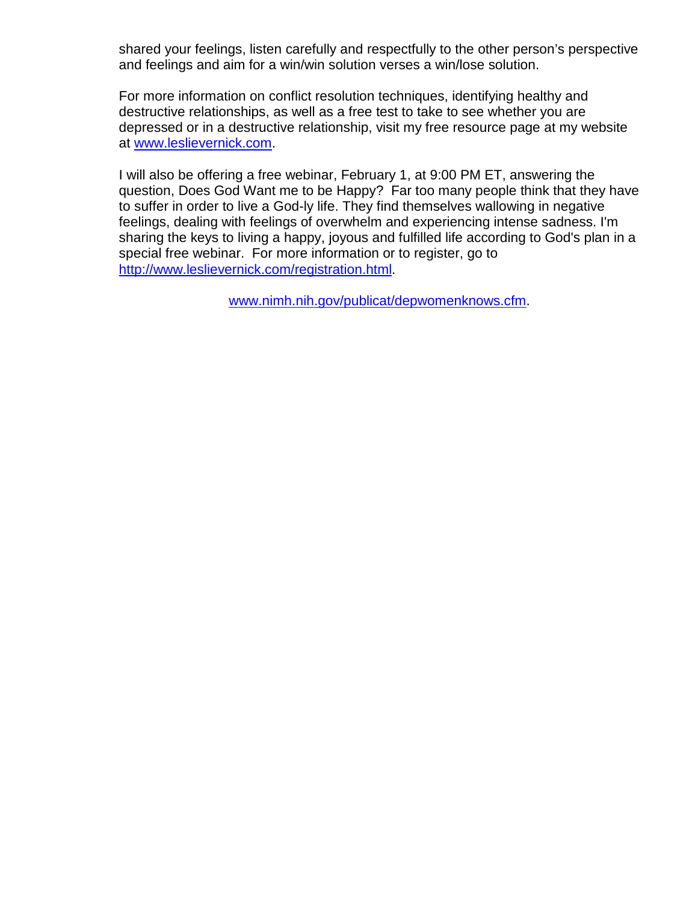shared your feelings, listen carefully and respectfully to the other person's perspective and feelings and aim for a win/win solution verses a win/lose solution.

For more information on conflict resolution techniques, identifying healthy and destructive relationships, as well as a free test to take to see whether you are depressed or in a destructive relationship, visit my free resource page at my website at [www.leslievernick.com](http://www.leslievernick.com).

I will also be offering a free webinar, February 1, at 9:00 PM ET, answering the question, Does God Want me to be Happy? Far too many people think that they have to suffer in order to live a God-ly life. They find themselves wallowing in negative feelings, dealing with feelings of overwhelm and experiencing intense sadness. I'm sharing the keys to living a happy, joyous and fulfilled life according to God's plan in a special free webinar. For more information or to register, go to [http://www.leslievernick.com/registration.html](http://www.leslievernick.com/registration.html).

[www.nimh.nih.gov/publicat/depwomenknows.cfm](http://www.nimh.nih.gov/publicat/depwomenknows.cfm).